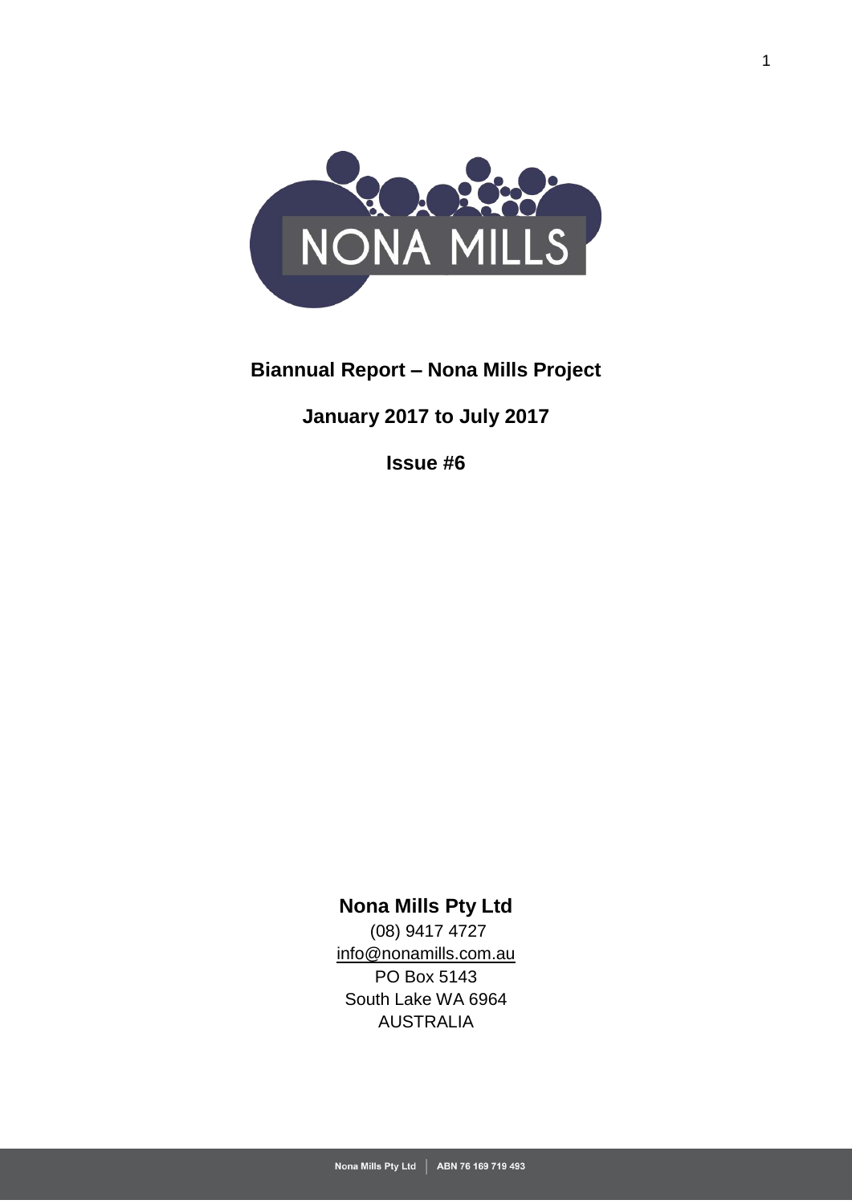# Biannual Report – Nona Mills Project

## January 2017 to July 2017

**Issue #6**

**Nona Mills Pty Ltd**

(08) 9417 4727
info@nonamills.com.au
PO Box 5143
South Lake WA 6964
AUSTRALIA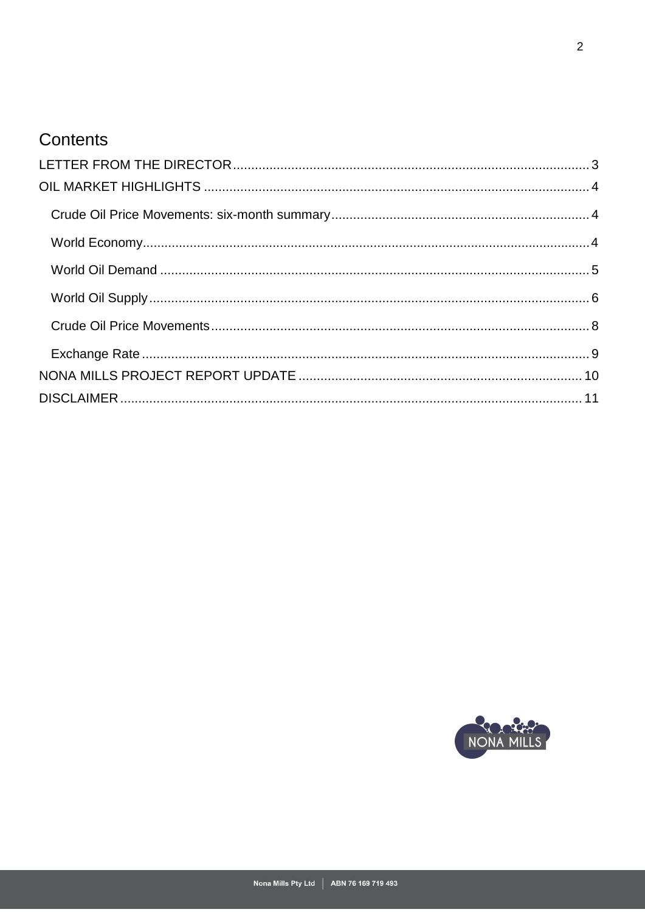# Contents

LETTER FROM THE DIRECTOR ..... 3

OIL MARKET HIGHLIGHTS ..... 4

- Crude Oil Price Movements: six-month summary ..... 4
- World Economy ..... 4
- World Oil Demand ..... 5
- World Oil Supply ..... 6
- Crude Oil Price Movements ..... 8
- Exchange Rate ..... 9

NONA MILLS PROJECT REPORT UPDATE ..... 10

DISCLAIMER ..... 11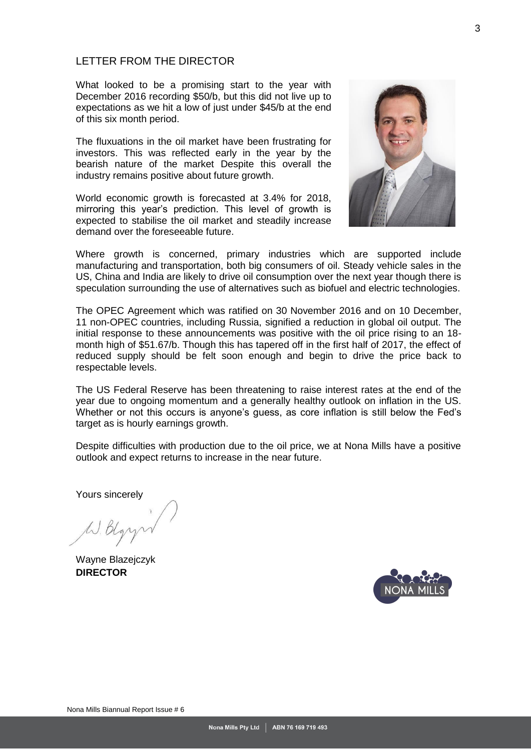## LETTER FROM THE DIRECTOR

What looked to be a promising start to the year with December 2016 recording $50/b, but this did not live up to expectations as we hit a low of just under $45/b at the end of this six month period.

The fluxuations in the oil market have been frustrating for investors. This was reflected early in the year by the bearish nature of the market Despite this overall the industry remains positive about future growth.

World economic growth is forecasted at 3.4% for 2018, mirroring this year's prediction. This level of growth is expected to stabilise the oil market and steadily increase demand over the foreseeable future.

Where growth is concerned, primary industries which are supported include manufacturing and transportation, both big consumers of oil. Steady vehicle sales in the US, China and India are likely to drive oil consumption over the next year though there is speculation surrounding the use of alternatives such as biofuel and electric technologies.

The OPEC Agreement which was ratified on 30 November 2016 and on 10 December, 11 non-OPEC countries, including Russia, signified a reduction in global oil output. The initial response to these announcements was positive with the oil price rising to an 18-month high of $51.67/b. Though this has tapered off in the first half of 2017, the effect of reduced supply should be felt soon enough and begin to drive the price back to respectable levels.

The US Federal Reserve has been threatening to raise interest rates at the end of the year due to ongoing momentum and a generally healthy outlook on inflation in the US. Whether or not this occurs is anyone's guess, as core inflation is still below the Fed's target as is hourly earnings growth.

Despite difficulties with production due to the oil price, we at Nona Mills have a positive outlook and expect returns to increase in the near future.

Yours sincerely

Wayne Blazejczyk
**DIRECTOR**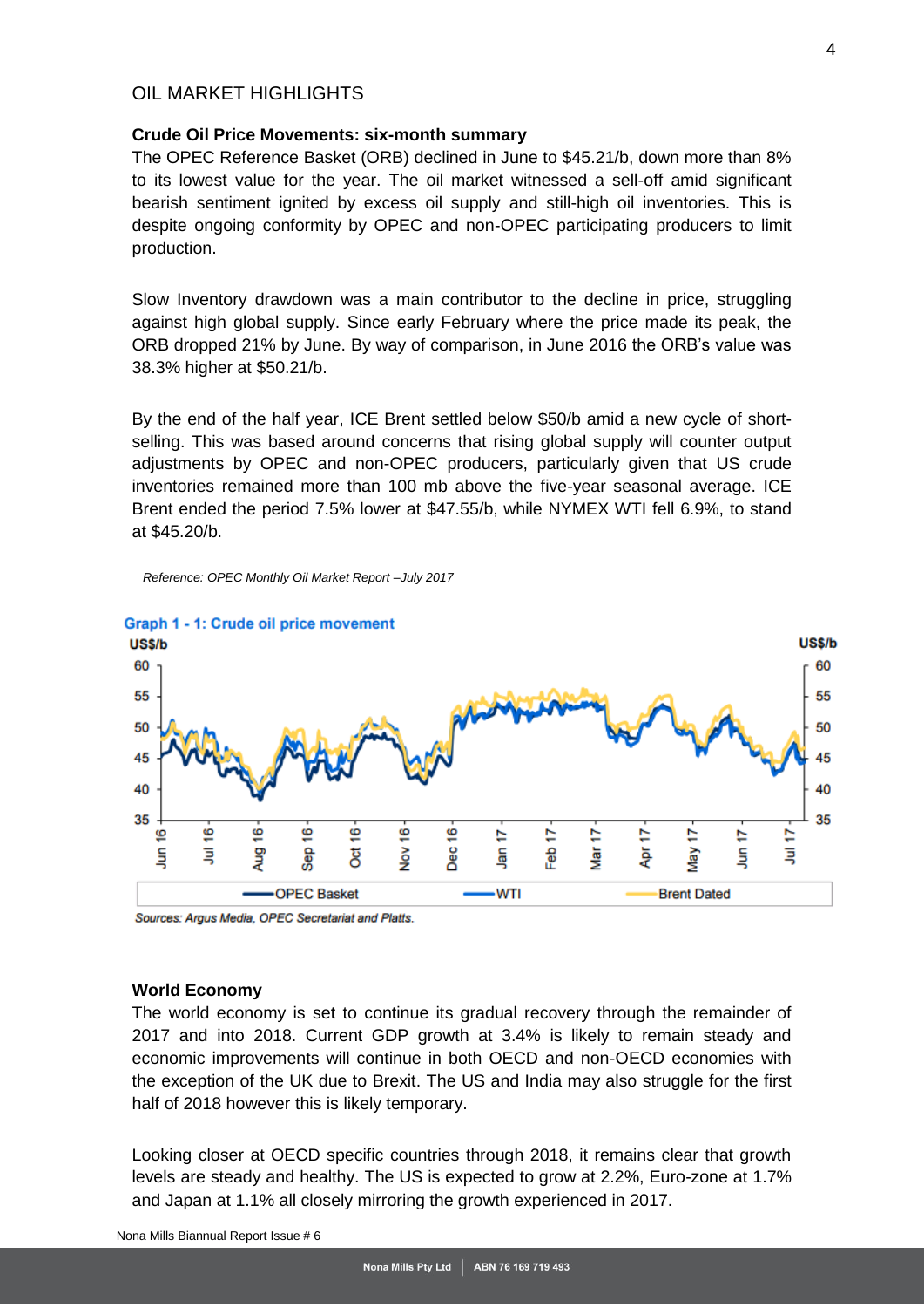## OIL MARKET HIGHLIGHTS

**Crude Oil Price Movements: six-month summary**

The OPEC Reference Basket (ORB) declined in June to $45.21/b, down more than 8% to its lowest value for the year. The oil market witnessed a sell-off amid significant bearish sentiment ignited by excess oil supply and still-high oil inventories. This is despite ongoing conformity by OPEC and non-OPEC participating producers to limit production.

Slow Inventory drawdown was a main contributor to the decline in price, struggling against high global supply. Since early February where the price made its peak, the ORB dropped 21% by June. By way of comparison, in June 2016 the ORB's value was 38.3% higher at $50.21/b.

By the end of the half year, ICE Brent settled below $50/b amid a new cycle of short-selling. This was based around concerns that rising global supply will counter output adjustments by OPEC and non-OPEC producers, particularly given that US crude inventories remained more than 100 mb above the five-year seasonal average. ICE Brent ended the period 7.5% lower at $47.55/b, while NYMEX WTI fell 6.9%, to stand at $45.20/b.

*Reference: OPEC Monthly Oil Market Report –July 2017*

**Graph 1 - 1: Crude oil price movement**

*Sources: Argus Media, OPEC Secretariat and Platts.*

**World Economy**

The world economy is set to continue its gradual recovery through the remainder of 2017 and into 2018. Current GDP growth at 3.4% is likely to remain steady and economic improvements will continue in both OECD and non-OECD economies with the exception of the UK due to Brexit. The US and India may also struggle for the first half of 2018 however this is likely temporary.

Looking closer at OECD specific countries through 2018, it remains clear that growth levels are steady and healthy. The US is expected to grow at 2.2%, Euro-zone at 1.7% and Japan at 1.1% all closely mirroring the growth experienced in 2017.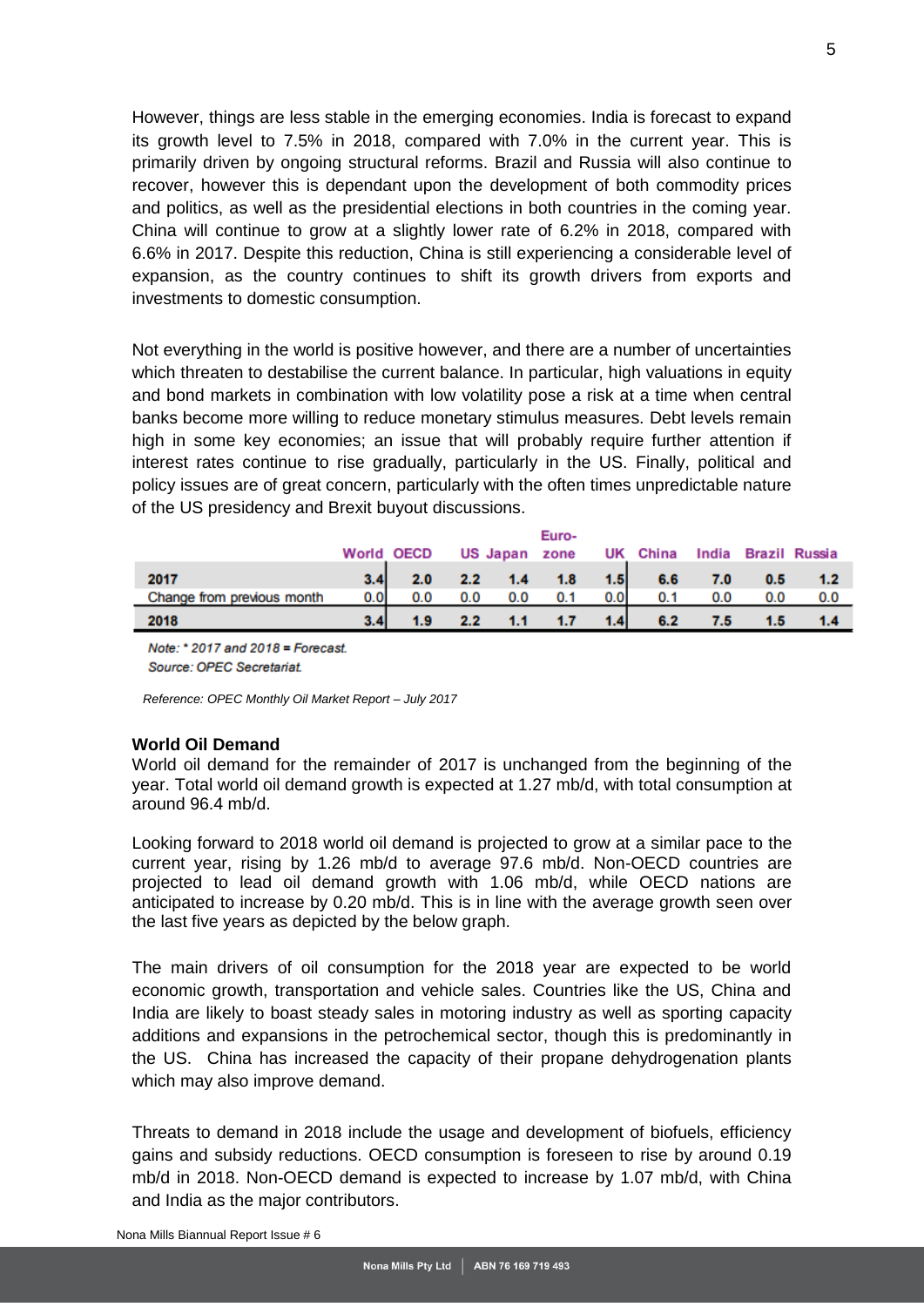However, things are less stable in the emerging economies. India is forecast to expand its growth level to 7.5% in 2018, compared with 7.0% in the current year. This is primarily driven by ongoing structural reforms. Brazil and Russia will also continue to recover, however this is dependant upon the development of both commodity prices and politics, as well as the presidential elections in both countries in the coming year. China will continue to grow at a slightly lower rate of 6.2% in 2018, compared with 6.6% in 2017. Despite this reduction, China is still experiencing a considerable level of expansion, as the country continues to shift its growth drivers from exports and investments to domestic consumption.

Not everything in the world is positive however, and there are a number of uncertainties which threaten to destabilise the current balance. In particular, high valuations in equity and bond markets in combination with low volatility pose a risk at a time when central banks become more willing to reduce monetary stimulus measures. Debt levels remain high in some key economies; an issue that will probably require further attention if interest rates continue to rise gradually, particularly in the US. Finally, political and policy issues are of great concern, particularly with the often times unpredictable nature of the US presidency and Brexit buyout discussions.

| | World | OECD | US | Japan | Euro-zone | UK | China | India | Brazil | Russia |
|---|---|---|---|---|---|---|---|---|---|---|
| **2017** | 3.4 | 2.0 | 2.2 | 1.4 | 1.8 | 1.5 | 6.6 | 7.0 | 0.5 | 1.2 |
| Change from previous month | 0.0 | 0.0 | 0.0 | 0.0 | 0.1 | 0.0 | 0.1 | 0.0 | 0.0 | 0.0 |
| **2018** | 3.4 | 1.9 | 2.2 | 1.1 | 1.7 | 1.4 | 6.2 | 7.5 | 1.5 | 1.4 |

*Note: \* 2017 and 2018 = Forecast.*

*Source: OPEC Secretariat.*

*Reference: OPEC Monthly Oil Market Report – July 2017*

**World Oil Demand**

World oil demand for the remainder of 2017 is unchanged from the beginning of the year. Total world oil demand growth is expected at 1.27 mb/d, with total consumption at around 96.4 mb/d.

Looking forward to 2018 world oil demand is projected to grow at a similar pace to the current year, rising by 1.26 mb/d to average 97.6 mb/d. Non-OECD countries are projected to lead oil demand growth with 1.06 mb/d, while OECD nations are anticipated to increase by 0.20 mb/d. This is in line with the average growth seen over the last five years as depicted by the below graph.

The main drivers of oil consumption for the 2018 year are expected to be world economic growth, transportation and vehicle sales. Countries like the US, China and India are likely to boast steady sales in motoring industry as well as sporting capacity additions and expansions in the petrochemical sector, though this is predominantly in the US. China has increased the capacity of their propane dehydrogenation plants which may also improve demand.

Threats to demand in 2018 include the usage and development of biofuels, efficiency gains and subsidy reductions. OECD consumption is foreseen to rise by around 0.19 mb/d in 2018. Non-OECD demand is expected to increase by 1.07 mb/d, with China and India as the major contributors.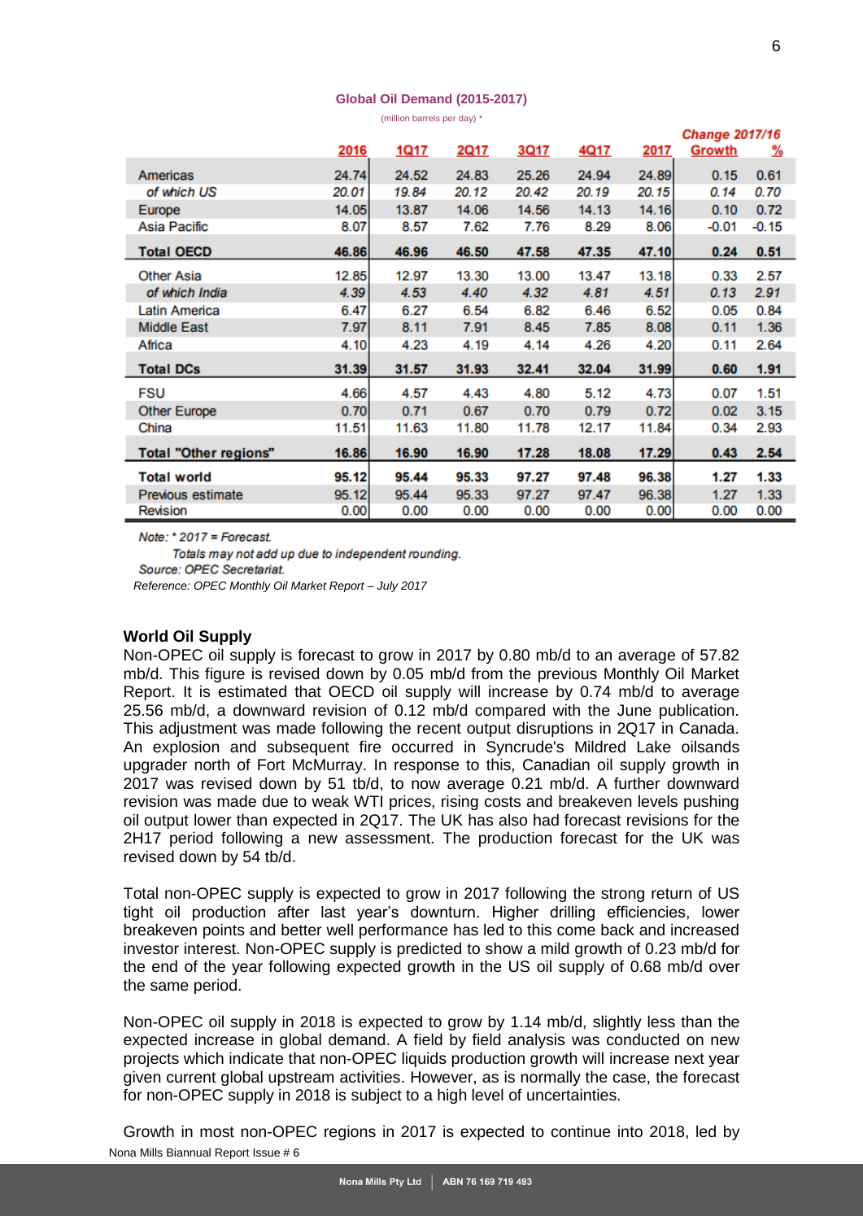**Global Oil Demand (2015-2017)**

(million barrels per day) *

| | 2016 | 1Q17 | 2Q17 | 3Q17 | 4Q17 | 2017 | Change 2017/16 Growth | % |
|---|---|---|---|---|---|---|---|---|
| Americas | 24.74 | 24.52 | 24.83 | 25.26 | 24.94 | 24.89 | 0.15 | 0.61 |
| *of which US* | *20.01* | *19.84* | *20.12* | *20.42* | *20.19* | *20.15* | *0.14* | *0.70* |
| Europe | 14.05 | 13.87 | 14.06 | 14.56 | 14.13 | 14.16 | 0.10 | 0.72 |
| Asia Pacific | 8.07 | 8.57 | 7.62 | 7.76 | 8.29 | 8.06 | -0.01 | -0.15 |
| **Total OECD** | **46.86** | **46.96** | **46.50** | **47.58** | **47.35** | **47.10** | **0.24** | **0.51** |
| Other Asia | 12.85 | 12.97 | 13.30 | 13.00 | 13.47 | 13.18 | 0.33 | 2.57 |
| *of which India* | *4.39* | *4.53* | *4.40* | *4.32* | *4.81* | *4.51* | *0.13* | *2.91* |
| Latin America | 6.47 | 6.27 | 6.54 | 6.82 | 6.46 | 6.52 | 0.05 | 0.84 |
| Middle East | 7.97 | 8.11 | 7.91 | 8.45 | 7.85 | 8.08 | 0.11 | 1.36 |
| Africa | 4.10 | 4.23 | 4.19 | 4.14 | 4.26 | 4.20 | 0.11 | 2.64 |
| **Total DCs** | **31.39** | **31.57** | **31.93** | **32.41** | **32.04** | **31.99** | **0.60** | **1.91** |
| FSU | 4.66 | 4.57 | 4.43 | 4.80 | 5.12 | 4.73 | 0.07 | 1.51 |
| Other Europe | 0.70 | 0.71 | 0.67 | 0.70 | 0.79 | 0.72 | 0.02 | 3.15 |
| China | 11.51 | 11.63 | 11.80 | 11.78 | 12.17 | 11.84 | 0.34 | 2.93 |
| **Total "Other regions"** | **16.86** | **16.90** | **16.90** | **17.28** | **18.08** | **17.29** | **0.43** | **2.54** |
| **Total world** | **95.12** | **95.44** | **95.33** | **97.27** | **97.48** | **96.38** | **1.27** | **1.33** |
| Previous estimate | 95.12 | 95.44 | 95.33 | 97.27 | 97.47 | 96.38 | 1.27 | 1.33 |
| Revision | 0.00 | 0.00 | 0.00 | 0.00 | 0.00 | 0.00 | 0.00 | 0.00 |

*Note: * 2017 = Forecast.*

*Totals may not add up due to independent rounding.*

*Source: OPEC Secretariat.*

*Reference: OPEC Monthly Oil Market Report – July 2017*

**World Oil Supply**

Non-OPEC oil supply is forecast to grow in 2017 by 0.80 mb/d to an average of 57.82 mb/d. This figure is revised down by 0.05 mb/d from the previous Monthly Oil Market Report. It is estimated that OECD oil supply will increase by 0.74 mb/d to average 25.56 mb/d, a downward revision of 0.12 mb/d compared with the June publication. This adjustment was made following the recent output disruptions in 2Q17 in Canada. An explosion and subsequent fire occurred in Syncrude's Mildred Lake oilsands upgrader north of Fort McMurray. In response to this, Canadian oil supply growth in 2017 was revised down by 51 tb/d, to now average 0.21 mb/d. A further downward revision was made due to weak WTI prices, rising costs and breakeven levels pushing oil output lower than expected in 2Q17. The UK has also had forecast revisions for the 2H17 period following a new assessment. The production forecast for the UK was revised down by 54 tb/d.

Total non-OPEC supply is expected to grow in 2017 following the strong return of US tight oil production after last year's downturn. Higher drilling efficiencies, lower breakeven points and better well performance has led to this come back and increased investor interest. Non-OPEC supply is predicted to show a mild growth of 0.23 mb/d for the end of the year following expected growth in the US oil supply of 0.68 mb/d over the same period.

Non-OPEC oil supply in 2018 is expected to grow by 1.14 mb/d, slightly less than the expected increase in global demand. A field by field analysis was conducted on new projects which indicate that non-OPEC liquids production growth will increase next year given current global upstream activities. However, as is normally the case, the forecast for non-OPEC supply in 2018 is subject to a high level of uncertainties.

Growth in most non-OPEC regions in 2017 is expected to continue into 2018, led by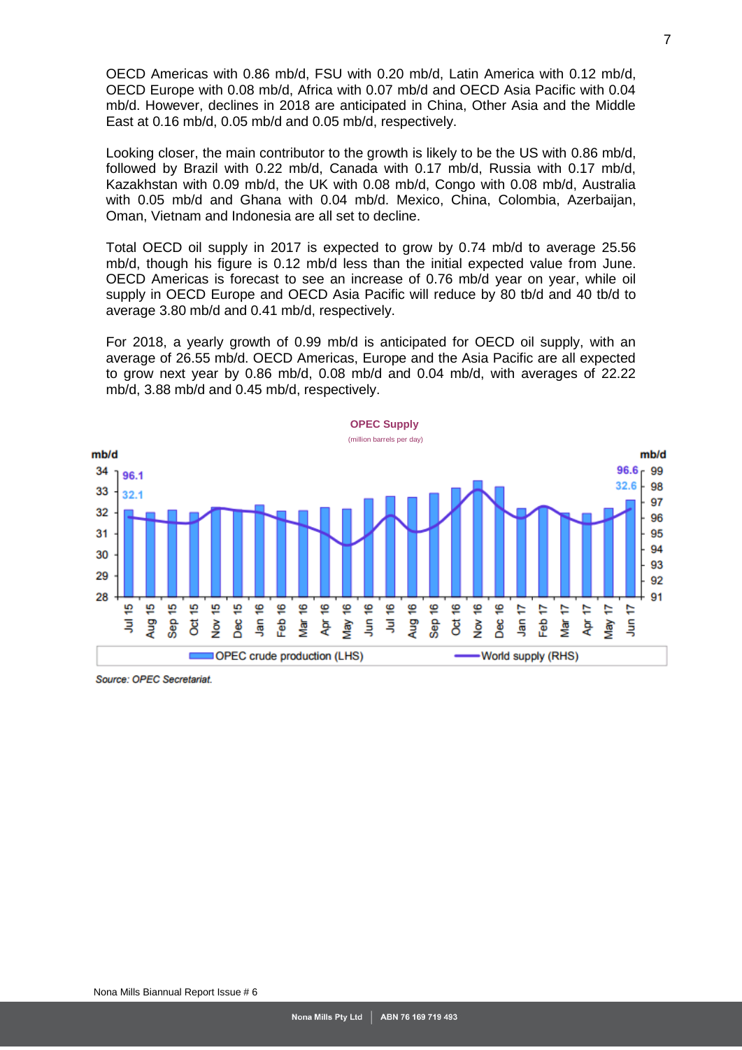OECD Americas with 0.86 mb/d, FSU with 0.20 mb/d, Latin America with 0.12 mb/d, OECD Europe with 0.08 mb/d, Africa with 0.07 mb/d and OECD Asia Pacific with 0.04 mb/d. However, declines in 2018 are anticipated in China, Other Asia and the Middle East at 0.16 mb/d, 0.05 mb/d and 0.05 mb/d, respectively.

Looking closer, the main contributor to the growth is likely to be the US with 0.86 mb/d, followed by Brazil with 0.22 mb/d, Canada with 0.17 mb/d, Russia with 0.17 mb/d, Kazakhstan with 0.09 mb/d, the UK with 0.08 mb/d, Congo with 0.08 mb/d, Australia with 0.05 mb/d and Ghana with 0.04 mb/d. Mexico, China, Colombia, Azerbaijan, Oman, Vietnam and Indonesia are all set to decline.

Total OECD oil supply in 2017 is expected to grow by 0.74 mb/d to average 25.56 mb/d, though his figure is 0.12 mb/d less than the initial expected value from June. OECD Americas is forecast to see an increase of 0.76 mb/d year on year, while oil supply in OECD Europe and OECD Asia Pacific will reduce by 80 tb/d and 40 tb/d to average 3.80 mb/d and 0.41 mb/d, respectively.

For 2018, a yearly growth of 0.99 mb/d is anticipated for OECD oil supply, with an average of 26.55 mb/d. OECD Americas, Europe and the Asia Pacific are all expected to grow next year by 0.86 mb/d, 0.08 mb/d and 0.04 mb/d, with averages of 22.22 mb/d, 3.88 mb/d and 0.45 mb/d, respectively.

**OPEC Supply**
(million barrels per day)

Chart: OPEC crude production (LHS, mb/d) and World supply (RHS, mb/d), Jul 15 – Jun 17. Jul 15: 32.1 (OPEC), 96.1 (World); Jun 17: 32.6 (OPEC), 96.6 (World).

*Source: OPEC Secretariat.*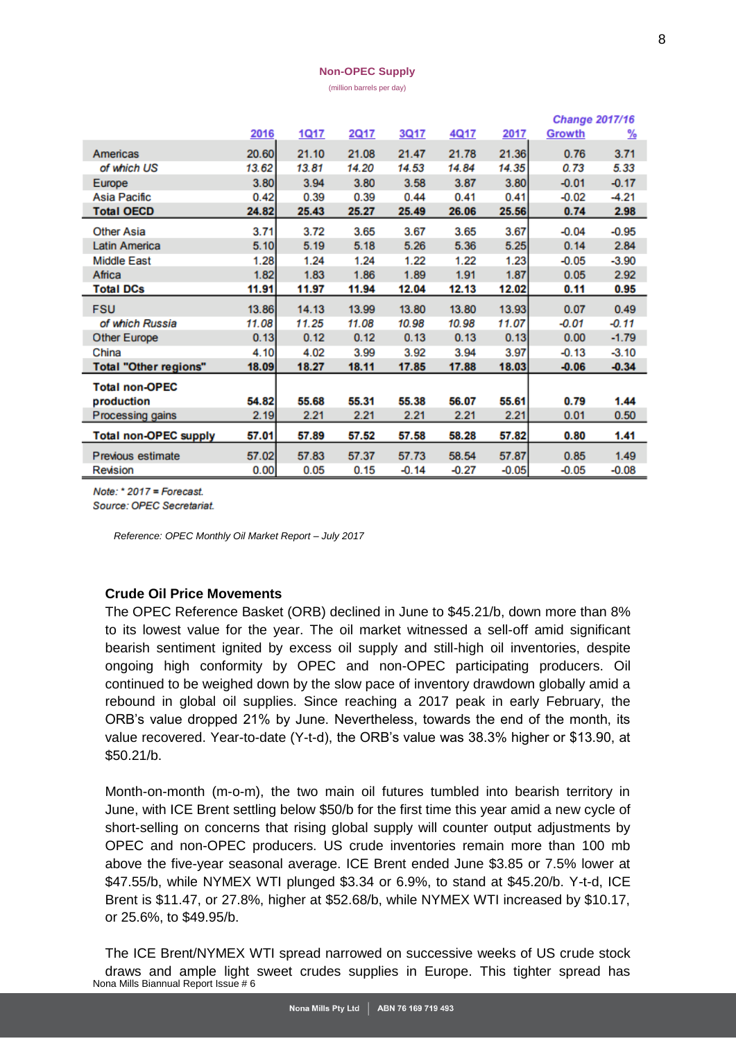**Non-OPEC Supply**

(million barrels per day)

| | 2016 | 1Q17 | 2Q17 | 3Q17 | 4Q17 | 2017 | Change 2017/16 Growth | % |
|---|---|---|---|---|---|---|---|---|
| Americas | 20.60 | 21.10 | 21.08 | 21.47 | 21.78 | 21.36 | 0.76 | 3.71 |
| *of which US* | *13.62* | *13.81* | *14.20* | *14.53* | *14.84* | *14.35* | *0.73* | *5.33* |
| Europe | 3.80 | 3.94 | 3.80 | 3.58 | 3.87 | 3.80 | -0.01 | -0.17 |
| Asia Pacific | 0.42 | 0.39 | 0.39 | 0.44 | 0.41 | 0.41 | -0.02 | -4.21 |
| **Total OECD** | **24.82** | **25.43** | **25.27** | **25.49** | **26.06** | **25.56** | **0.74** | **2.98** |
| Other Asia | 3.71 | 3.72 | 3.65 | 3.67 | 3.65 | 3.67 | -0.04 | -0.95 |
| Latin America | 5.10 | 5.19 | 5.18 | 5.26 | 5.36 | 5.25 | 0.14 | 2.84 |
| Middle East | 1.28 | 1.24 | 1.24 | 1.22 | 1.22 | 1.23 | -0.05 | -3.90 |
| Africa | 1.82 | 1.83 | 1.86 | 1.89 | 1.91 | 1.87 | 0.05 | 2.92 |
| **Total DCs** | **11.91** | **11.97** | **11.94** | **12.04** | **12.13** | **12.02** | **0.11** | **0.95** |
| FSU | 13.86 | 14.13 | 13.99 | 13.80 | 13.80 | 13.93 | 0.07 | 0.49 |
| *of which Russia* | *11.08* | *11.25* | *11.08* | *10.98* | *10.98* | *11.07* | *-0.01* | *-0.11* |
| Other Europe | 0.13 | 0.12 | 0.12 | 0.13 | 0.13 | 0.13 | 0.00 | -1.79 |
| China | 4.10 | 4.02 | 3.99 | 3.92 | 3.94 | 3.97 | -0.13 | -3.10 |
| **Total "Other regions"** | **18.09** | **18.27** | **18.11** | **17.85** | **17.88** | **18.03** | **-0.06** | **-0.34** |
| **Total non-OPEC production** | **54.82** | **55.68** | **55.31** | **55.38** | **56.07** | **55.61** | **0.79** | **1.44** |
| Processing gains | 2.19 | 2.21 | 2.21 | 2.21 | 2.21 | 2.21 | 0.01 | 0.50 |
| **Total non-OPEC supply** | **57.01** | **57.89** | **57.52** | **57.58** | **58.28** | **57.82** | **0.80** | **1.41** |
| Previous estimate | 57.02 | 57.83 | 57.37 | 57.73 | 58.54 | 57.87 | 0.85 | 1.49 |
| Revision | 0.00 | 0.05 | 0.15 | -0.14 | -0.27 | -0.05 | -0.05 | -0.08 |

*Note: * 2017 = Forecast.*
*Source: OPEC Secretariat.*

*Reference: OPEC Monthly Oil Market Report – July 2017*

**Crude Oil Price Movements**

The OPEC Reference Basket (ORB) declined in June to $45.21/b, down more than 8% to its lowest value for the year. The oil market witnessed a sell-off amid significant bearish sentiment ignited by excess oil supply and still-high oil inventories, despite ongoing high conformity by OPEC and non-OPEC participating producers. Oil continued to be weighed down by the slow pace of inventory drawdown globally amid a rebound in global oil supplies. Since reaching a 2017 peak in early February, the ORB's value dropped 21% by June. Nevertheless, towards the end of the month, its value recovered. Year-to-date (Y-t-d), the ORB's value was 38.3% higher or $13.90, at $50.21/b.

Month-on-month (m-o-m), the two main oil futures tumbled into bearish territory in June, with ICE Brent settling below $50/b for the first time this year amid a new cycle of short-selling on concerns that rising global supply will counter output adjustments by OPEC and non-OPEC producers. US crude inventories remain more than 100 mb above the five-year seasonal average. ICE Brent ended June $3.85 or 7.5% lower at $47.55/b, while NYMEX WTI plunged $3.34 or 6.9%, to stand at $45.20/b. Y-t-d, ICE Brent is $11.47, or 27.8%, higher at $52.68/b, while NYMEX WTI increased by $10.17, or 25.6%, to $49.95/b.

The ICE Brent/NYMEX WTI spread narrowed on successive weeks of US crude stock draws and ample light sweet crudes supplies in Europe. This tighter spread has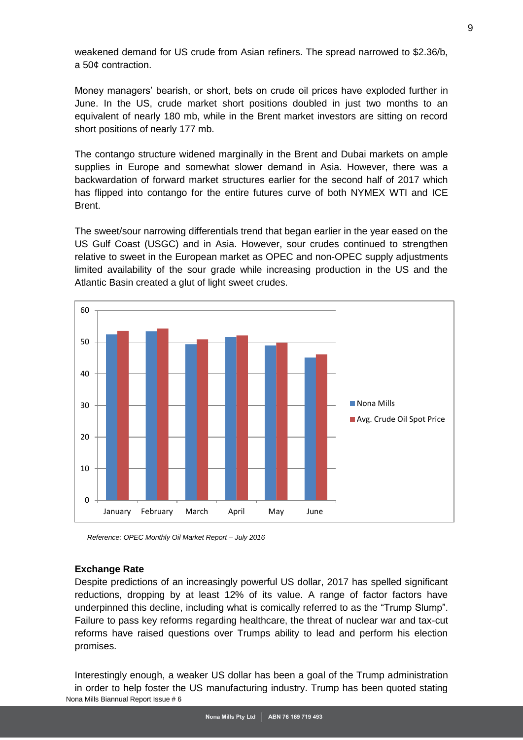weakened demand for US crude from Asian refiners. The spread narrowed to $2.36/b, a 50¢ contraction.

Money managers' bearish, or short, bets on crude oil prices have exploded further in June. In the US, crude market short positions doubled in just two months to an equivalent of nearly 180 mb, while in the Brent market investors are sitting on record short positions of nearly 177 mb.

The contango structure widened marginally in the Brent and Dubai markets on ample supplies in Europe and somewhat slower demand in Asia. However, there was a backwardation of forward market structures earlier for the second half of 2017 which has flipped into contango for the entire futures curve of both NYMEX WTI and ICE Brent.

The sweet/sour narrowing differentials trend that began earlier in the year eased on the US Gulf Coast (USGC) and in Asia. However, sour crudes continued to strengthen relative to sweet in the European market as OPEC and non-OPEC supply adjustments limited availability of the sour grade while increasing production in the US and the Atlantic Basin created a glut of light sweet crudes.

*Reference: OPEC Monthly Oil Market Report – July 2016*

**Exchange Rate**

Despite predictions of an increasingly powerful US dollar, 2017 has spelled significant reductions, dropping by at least 12% of its value. A range of factor factors have underpinned this decline, including what is comically referred to as the "Trump Slump". Failure to pass key reforms regarding healthcare, the threat of nuclear war and tax-cut reforms have raised questions over Trumps ability to lead and perform his election promises.

Interestingly enough, a weaker US dollar has been a goal of the Trump administration in order to help foster the US manufacturing industry. Trump has been quoted stating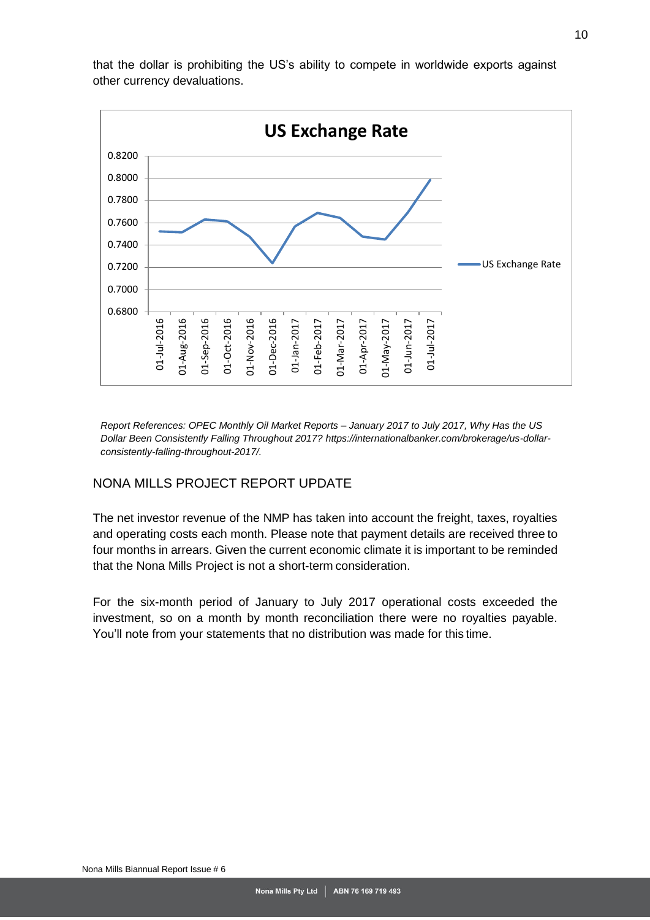that the dollar is prohibiting the US's ability to compete in worldwide exports against other currency devaluations.

*Report References: OPEC Monthly Oil Market Reports – January 2017 to July 2017, Why Has the US Dollar Been Consistently Falling Throughout 2017? https://internationalbanker.com/brokerage/us-dollar-consistently-falling-throughout-2017/.*

## NONA MILLS PROJECT REPORT UPDATE

The net investor revenue of the NMP has taken into account the freight, taxes, royalties and operating costs each month. Please note that payment details are received three to four months in arrears. Given the current economic climate it is important to be reminded that the Nona Mills Project is not a short-term consideration.

For the six-month period of January to July 2017 operational costs exceeded the investment, so on a month by month reconciliation there were no royalties payable. You'll note from your statements that no distribution was made for this time.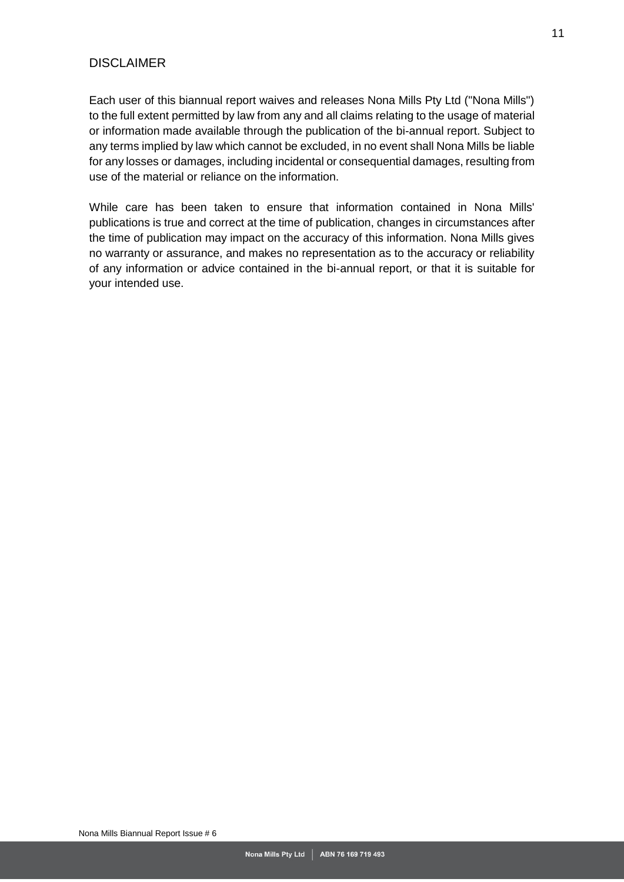## DISCLAIMER

Each user of this biannual report waives and releases Nona Mills Pty Ltd ("Nona Mills") to the full extent permitted by law from any and all claims relating to the usage of material or information made available through the publication of the bi-annual report. Subject to any terms implied by law which cannot be excluded, in no event shall Nona Mills be liable for any losses or damages, including incidental or consequential damages, resulting from use of the material or reliance on the information.

While care has been taken to ensure that information contained in Nona Mills' publications is true and correct at the time of publication, changes in circumstances after the time of publication may impact on the accuracy of this information. Nona Mills gives no warranty or assurance, and makes no representation as to the accuracy or reliability of any information or advice contained in the bi-annual report, or that it is suitable for your intended use.